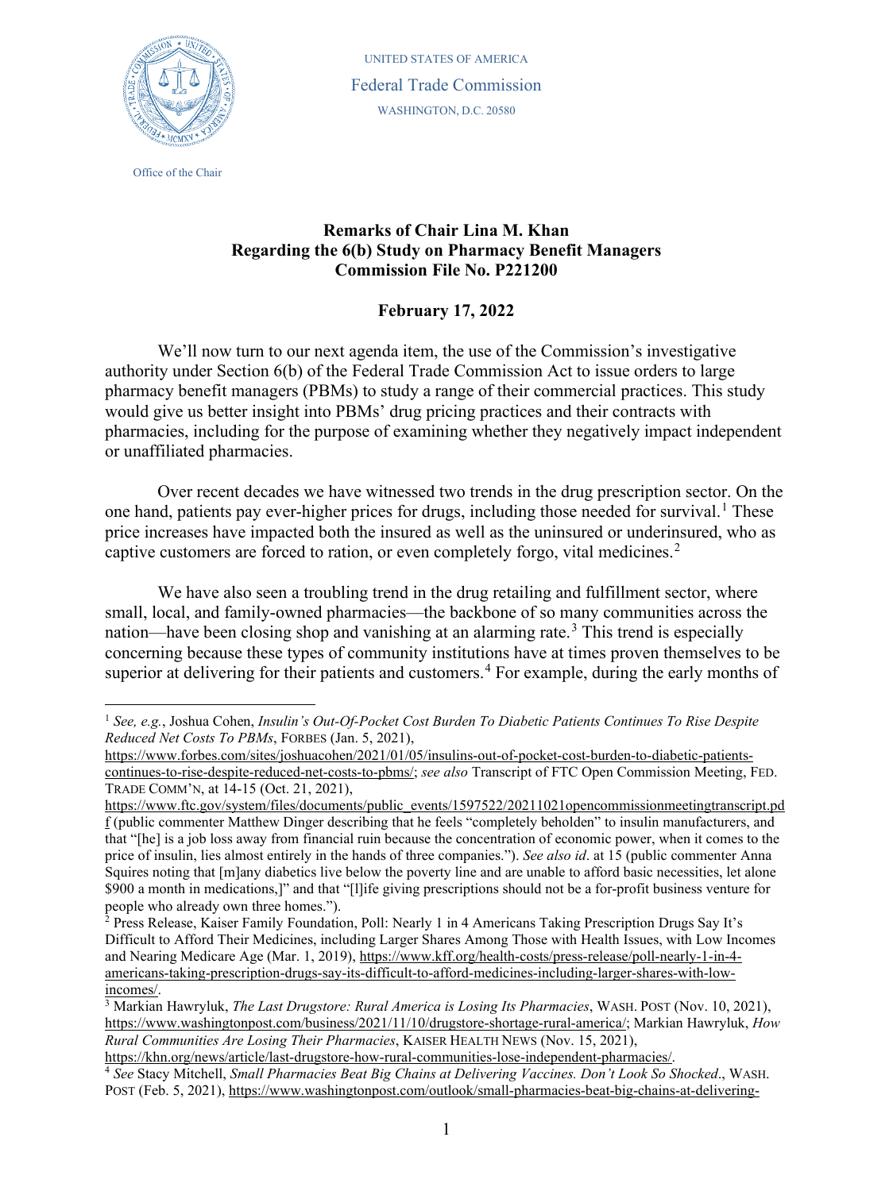UNITED STATES OF AMERICA

Federal Trade Commission

WASHINGTON, D.C. 20580

Office of the Chair

**Remarks of Chair Lina M. Khan**
**Regarding the 6(b) Study on Pharmacy Benefit Managers**
**Commission File No. P221200**

**February 17, 2022**

We'll now turn to our next agenda item, the use of the Commission's investigative authority under Section 6(b) of the Federal Trade Commission Act to issue orders to large pharmacy benefit managers (PBMs) to study a range of their commercial practices. This study would give us better insight into PBMs' drug pricing practices and their contracts with pharmacies, including for the purpose of examining whether they negatively impact independent or unaffiliated pharmacies.

Over recent decades we have witnessed two trends in the drug prescription sector. On the one hand, patients pay ever-higher prices for drugs, including those needed for survival.[1] These price increases have impacted both the insured as well as the uninsured or underinsured, who as captive customers are forced to ration, or even completely forgo, vital medicines.[2]

We have also seen a troubling trend in the drug retailing and fulfillment sector, where small, local, and family-owned pharmacies—the backbone of so many communities across the nation—have been closing shop and vanishing at an alarming rate.[3] This trend is especially concerning because these types of community institutions have at times proven themselves to be superior at delivering for their patients and customers.[4] For example, during the early months of

---

[1] *See, e.g.*, Joshua Cohen, *Insulin's Out-Of-Pocket Cost Burden To Diabetic Patients Continues To Rise Despite Reduced Net Costs To PBMs*, FORBES (Jan. 5, 2021), https://www.forbes.com/sites/joshuacohen/2021/01/05/insulins-out-of-pocket-cost-burden-to-diabetic-patients-continues-to-rise-despite-reduced-net-costs-to-pbms/; *see also* Transcript of FTC Open Commission Meeting, FED. TRADE COMM'N, at 14-15 (Oct. 21, 2021), https://www.ftc.gov/system/files/documents/public_events/1597522/20211021opencommissionmeetingtranscript.pdf (public commenter Matthew Dinger describing that he feels "completely beholden" to insulin manufacturers, and that "[he] is a job loss away from financial ruin because the concentration of economic power, when it comes to the price of insulin, lies almost entirely in the hands of three companies."). *See also id*. at 15 (public commenter Anna Squires noting that [m]any diabetics live below the poverty line and are unable to afford basic necessities, let alone $900 a month in medications,]" and that "[l]ife giving prescriptions should not be a for-profit business venture for people who already own three homes.").

[2] Press Release, Kaiser Family Foundation, Poll: Nearly 1 in 4 Americans Taking Prescription Drugs Say It's Difficult to Afford Their Medicines, including Larger Shares Among Those with Health Issues, with Low Incomes and Nearing Medicare Age (Mar. 1, 2019), https://www.kff.org/health-costs/press-release/poll-nearly-1-in-4-americans-taking-prescription-drugs-say-its-difficult-to-afford-medicines-including-larger-shares-with-low-incomes/.

[3] Markian Hawryluk, *The Last Drugstore: Rural America is Losing Its Pharmacies*, WASH. POST (Nov. 10, 2021), https://www.washingtonpost.com/business/2021/11/10/drugstore-shortage-rural-america/; Markian Hawryluk, *How Rural Communities Are Losing Their Pharmacies*, KAISER HEALTH NEWS (Nov. 15, 2021), https://khn.org/news/article/last-drugstore-how-rural-communities-lose-independent-pharmacies/.

[4] *See* Stacy Mitchell, *Small Pharmacies Beat Big Chains at Delivering Vaccines. Don't Look So Shocked*., WASH. POST (Feb. 5, 2021), https://www.washingtonpost.com/outlook/small-pharmacies-beat-big-chains-at-delivering-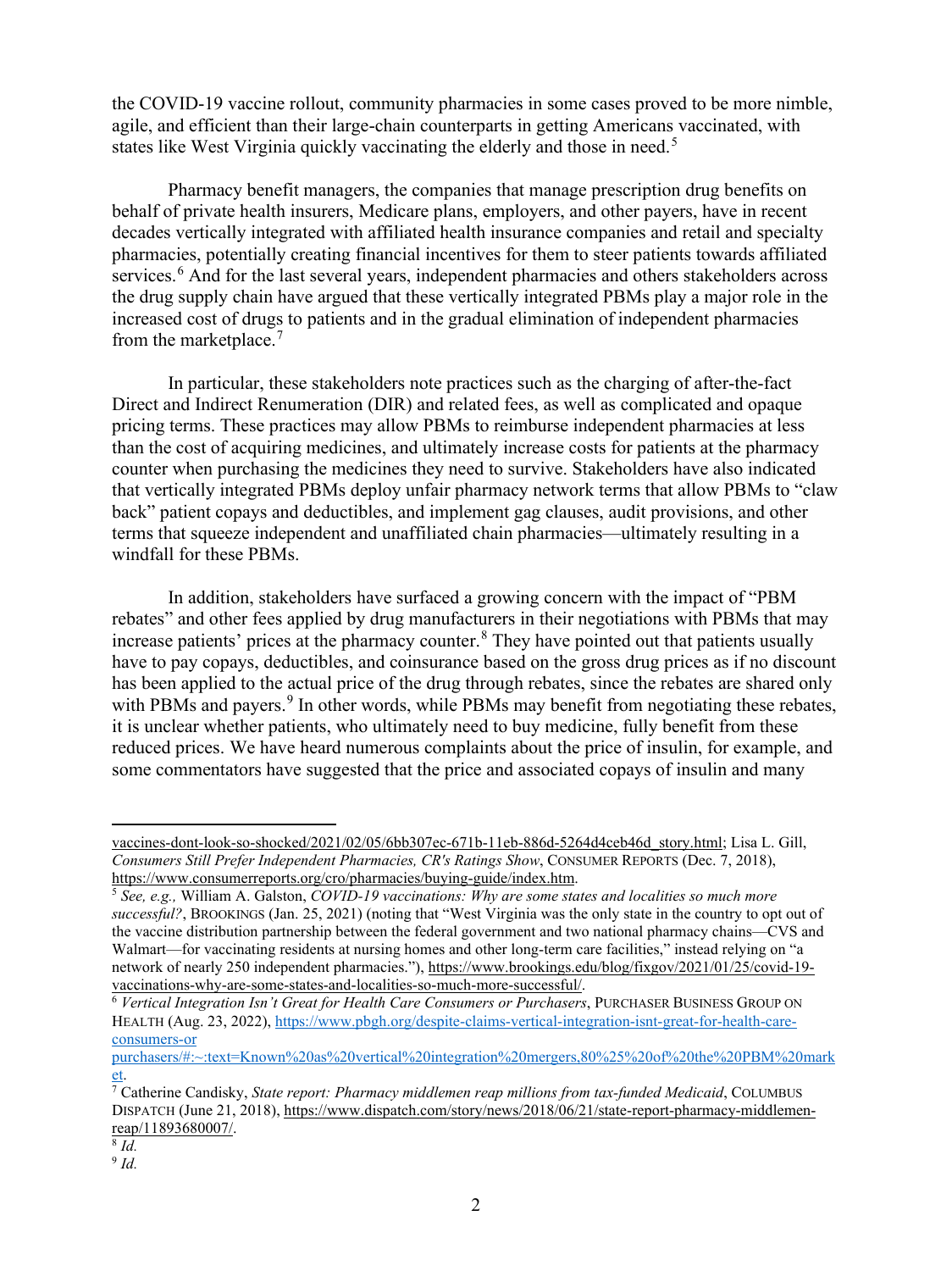the COVID-19 vaccine rollout, community pharmacies in some cases proved to be more nimble, agile, and efficient than their large-chain counterparts in getting Americans vaccinated, with states like West Virginia quickly vaccinating the elderly and those in need.[5]

Pharmacy benefit managers, the companies that manage prescription drug benefits on behalf of private health insurers, Medicare plans, employers, and other payers, have in recent decades vertically integrated with affiliated health insurance companies and retail and specialty pharmacies, potentially creating financial incentives for them to steer patients towards affiliated services.[6] And for the last several years, independent pharmacies and others stakeholders across the drug supply chain have argued that these vertically integrated PBMs play a major role in the increased cost of drugs to patients and in the gradual elimination of independent pharmacies from the marketplace.[7]

In particular, these stakeholders note practices such as the charging of after-the-fact Direct and Indirect Renumeration (DIR) and related fees, as well as complicated and opaque pricing terms. These practices may allow PBMs to reimburse independent pharmacies at less than the cost of acquiring medicines, and ultimately increase costs for patients at the pharmacy counter when purchasing the medicines they need to survive. Stakeholders have also indicated that vertically integrated PBMs deploy unfair pharmacy network terms that allow PBMs to "claw back" patient copays and deductibles, and implement gag clauses, audit provisions, and other terms that squeeze independent and unaffiliated chain pharmacies—ultimately resulting in a windfall for these PBMs.

In addition, stakeholders have surfaced a growing concern with the impact of "PBM rebates" and other fees applied by drug manufacturers in their negotiations with PBMs that may increase patients' prices at the pharmacy counter.[8] They have pointed out that patients usually have to pay copays, deductibles, and coinsurance based on the gross drug prices as if no discount has been applied to the actual price of the drug through rebates, since the rebates are shared only with PBMs and payers.[9] In other words, while PBMs may benefit from negotiating these rebates, it is unclear whether patients, who ultimately need to buy medicine, fully benefit from these reduced prices. We have heard numerous complaints about the price of insulin, for example, and some commentators have suggested that the price and associated copays of insulin and many

---

vaccines-dont-look-so-shocked/2021/02/05/6bb307ec-671b-11eb-886d-5264d4ceb46d_story.html; Lisa L. Gill, *Consumers Still Prefer Independent Pharmacies, CR's Ratings Show*, CONSUMER REPORTS (Dec. 7, 2018), https://www.consumerreports.org/cro/pharmacies/buying-guide/index.htm.

[5] *See, e.g.,* William A. Galston, *COVID-19 vaccinations: Why are some states and localities so much more successful?*, BROOKINGS (Jan. 25, 2021) (noting that "West Virginia was the only state in the country to opt out of the vaccine distribution partnership between the federal government and two national pharmacy chains—CVS and Walmart—for vaccinating residents at nursing homes and other long-term care facilities," instead relying on "a network of nearly 250 independent pharmacies."), https://www.brookings.edu/blog/fixgov/2021/01/25/covid-19-vaccinations-why-are-some-states-and-localities-so-much-more-successful/.

[6] *Vertical Integration Isn't Great for Health Care Consumers or Purchasers*, PURCHASER BUSINESS GROUP ON HEALTH (Aug. 23, 2022), https://www.pbgh.org/despite-claims-vertical-integration-isnt-great-for-health-care-consumers-or-purchasers/#:~:text=Known%20as%20vertical%20integration%20mergers,80%25%20of%20the%20PBM%20market.

[7] Catherine Candisky, *State report: Pharmacy middlemen reap millions from tax-funded Medicaid*, COLUMBUS DISPATCH (June 21, 2018), https://www.dispatch.com/story/news/2018/06/21/state-report-pharmacy-middlemen-reap/11893680007/.

[8] *Id.*

[9] *Id.*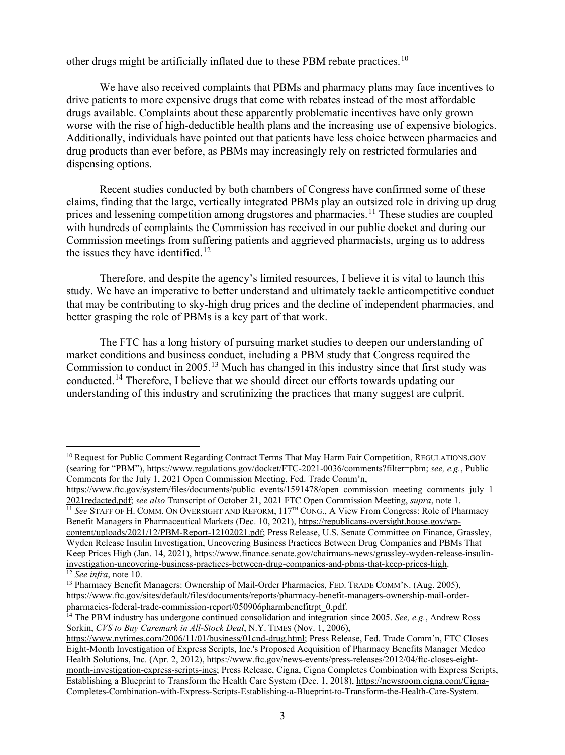other drugs might be artificially inflated due to these PBM rebate practices.[10]

We have also received complaints that PBMs and pharmacy plans may face incentives to drive patients to more expensive drugs that come with rebates instead of the most affordable drugs available. Complaints about these apparently problematic incentives have only grown worse with the rise of high-deductible health plans and the increasing use of expensive biologics. Additionally, individuals have pointed out that patients have less choice between pharmacies and drug products than ever before, as PBMs may increasingly rely on restricted formularies and dispensing options.

Recent studies conducted by both chambers of Congress have confirmed some of these claims, finding that the large, vertically integrated PBMs play an outsized role in driving up drug prices and lessening competition among drugstores and pharmacies.[11] These studies are coupled with hundreds of complaints the Commission has received in our public docket and during our Commission meetings from suffering patients and aggrieved pharmacists, urging us to address the issues they have identified.[12]

Therefore, and despite the agency's limited resources, I believe it is vital to launch this study. We have an imperative to better understand and ultimately tackle anticompetitive conduct that may be contributing to sky-high drug prices and the decline of independent pharmacies, and better grasping the role of PBMs is a key part of that work.

The FTC has a long history of pursuing market studies to deepen our understanding of market conditions and business conduct, including a PBM study that Congress required the Commission to conduct in 2005.[13] Much has changed in this industry since that first study was conducted.[14] Therefore, I believe that we should direct our efforts towards updating our understanding of this industry and scrutinizing the practices that many suggest are culprit.

---

[10] Request for Public Comment Regarding Contract Terms That May Harm Fair Competition, REGULATIONS.GOV (searing for "PBM"), https://www.regulations.gov/docket/FTC-2021-0036/comments?filter=pbm; *see, e.g.*, Public Comments for the July 1, 2021 Open Commission Meeting, Fed. Trade Comm'n, https://www.ftc.gov/system/files/documents/public_events/1591478/open_commission_meeting_comments_july_1_2021redacted.pdf; *see also* Transcript of October 21, 2021 FTC Open Commission Meeting, *supra*, note 1.

[11] *See* STAFF OF H. COMM. ON OVERSIGHT AND REFORM, 117TH CONG., A View From Congress: Role of Pharmacy Benefit Managers in Pharmaceutical Markets (Dec. 10, 2021), https://republicans-oversight.house.gov/wp-content/uploads/2021/12/PBM-Report-12102021.pdf; Press Release, U.S. Senate Committee on Finance, Grassley, Wyden Release Insulin Investigation, Uncovering Business Practices Between Drug Companies and PBMs That Keep Prices High (Jan. 14, 2021), https://www.finance.senate.gov/chairmans-news/grassley-wyden-release-insulin-investigation-uncovering-business-practices-between-drug-companies-and-pbms-that-keep-prices-high.

[12] *See infra*, note 10.

[13] Pharmacy Benefit Managers: Ownership of Mail-Order Pharmacies, FED. TRADE COMM'N. (Aug. 2005), https://www.ftc.gov/sites/default/files/documents/reports/pharmacy-benefit-managers-ownership-mail-order-pharmacies-federal-trade-commission-report/050906pharmbenefitrpt_0.pdf.

[14] The PBM industry has undergone continued consolidation and integration since 2005. *See, e.g.*, Andrew Ross Sorkin, *CVS to Buy Caremark in All-Stock Deal*, N.Y. TIMES (Nov. 1, 2006), https://www.nytimes.com/2006/11/01/business/01cnd-drug.html; Press Release, Fed. Trade Comm'n, FTC Closes Eight-Month Investigation of Express Scripts, Inc.'s Proposed Acquisition of Pharmacy Benefits Manager Medco Health Solutions, Inc. (Apr. 2, 2012), https://www.ftc.gov/news-events/press-releases/2012/04/ftc-closes-eight-month-investigation-express-scripts-incs; Press Release, Cigna, Cigna Completes Combination with Express Scripts, Establishing a Blueprint to Transform the Health Care System (Dec. 1, 2018), https://newsroom.cigna.com/Cigna-Completes-Combination-with-Express-Scripts-Establishing-a-Blueprint-to-Transform-the-Health-Care-System.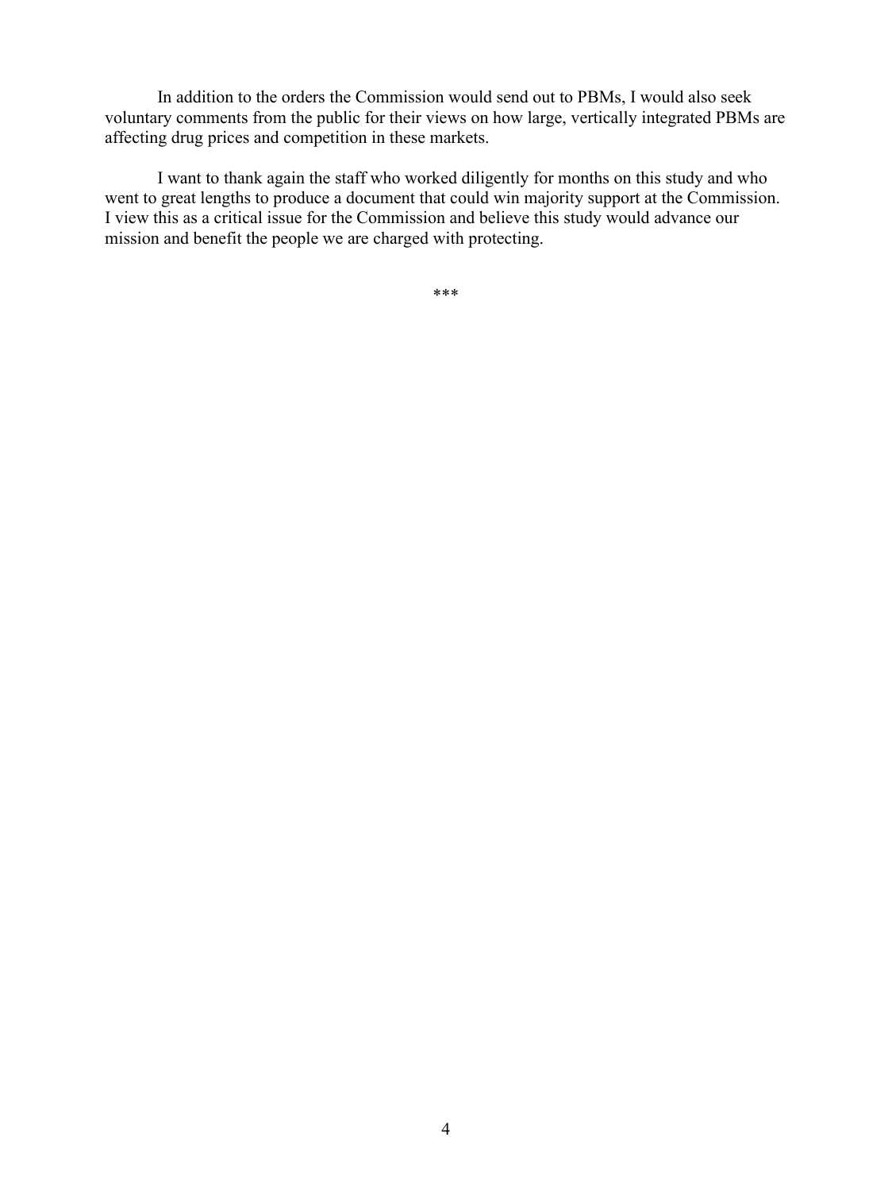In addition to the orders the Commission would send out to PBMs, I would also seek voluntary comments from the public for their views on how large, vertically integrated PBMs are affecting drug prices and competition in these markets.

I want to thank again the staff who worked diligently for months on this study and who went to great lengths to produce a document that could win majority support at the Commission. I view this as a critical issue for the Commission and believe this study would advance our mission and benefit the people we are charged with protecting.

***